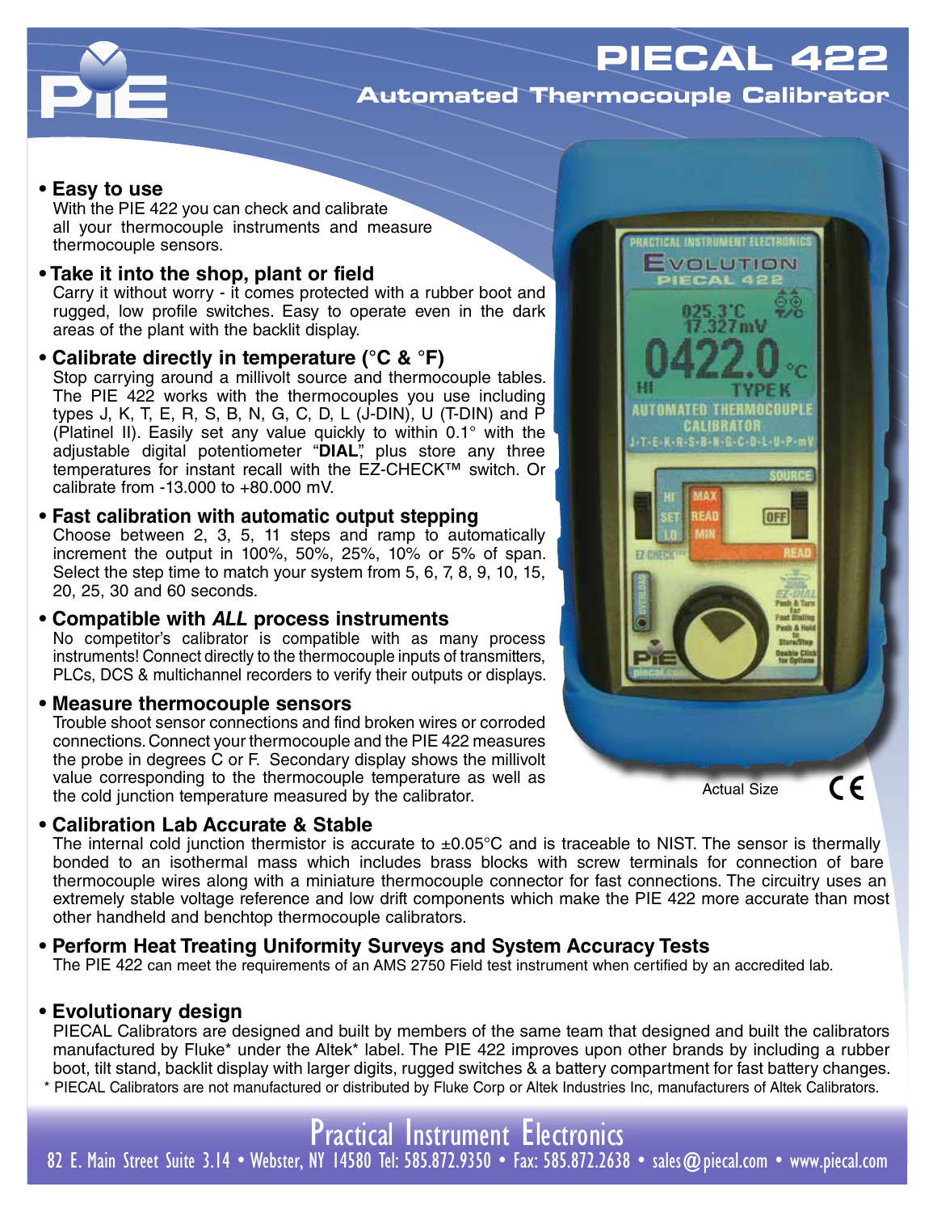# PIECAL 422

## Automated Thermocouple Calibrator

- **Easy to use**
  With the PIE 422 you can check and calibrate all your thermocouple instruments and measure thermocouple sensors.

- **Take it into the shop, plant or field**
  Carry it without worry - it comes protected with a rubber boot and rugged, low profile switches. Easy to operate even in the dark areas of the plant with the backlit display.

- **Calibrate directly in temperature (°C & °F)**
  Stop carrying around a millivolt source and thermocouple tables. The PIE 422 works with the thermocouples you use including types J, K, T, E, R, S, B, N, G, C, D, L (J-DIN), U (T-DIN) and P (Platinel II). Easily set any value quickly to within 0.1° with the adjustable digital potentiometer "**DIAL**," plus store any three temperatures for instant recall with the EZ-CHECK™ switch. Or calibrate from -13.000 to +80.000 mV.

- **Fast calibration with automatic output stepping**
  Choose between 2, 3, 5, 11 steps and ramp to automatically increment the output in 100%, 50%, 25%, 10% or 5% of span. Select the step time to match your system from 5, 6, 7, 8, 9, 10, 15, 20, 25, 30 and 60 seconds.

- **Compatible with *ALL* process instruments**
  No competitor's calibrator is compatible with as many process instruments! Connect directly to the thermocouple inputs of transmitters, PLCs, DCS & multichannel recorders to verify their outputs or displays.

- **Measure thermocouple sensors**
  Trouble shoot sensor connections and find broken wires or corroded connections. Connect your thermocouple and the PIE 422 measures the probe in degrees C or F. Secondary display shows the millivolt value corresponding to the thermocouple temperature as well as the cold junction temperature measured by the calibrator.

Actual Size

- **Calibration Lab Accurate & Stable**
  The internal cold junction thermistor is accurate to ±0.05°C and is traceable to NIST. The sensor is thermally bonded to an isothermal mass which includes brass blocks with screw terminals for connection of bare thermocouple wires along with a miniature thermocouple connector for fast connections. The circuitry uses an extremely stable voltage reference and low drift components which make the PIE 422 more accurate than most other handheld and benchtop thermocouple calibrators.

- **Perform Heat Treating Uniformity Surveys and System Accuracy Tests**
  The PIE 422 can meet the requirements of an AMS 2750 Field test instrument when certified by an accredited lab.

- **Evolutionary design**
  PIECAL Calibrators are designed and built by members of the same team that designed and built the calibrators manufactured by Fluke* under the Altek* label. The PIE 422 improves upon other brands by including a rubber boot, tilt stand, backlit display with larger digits, rugged switches & a battery compartment for fast battery changes.

\* PIECAL Calibrators are not manufactured or distributed by Fluke Corp or Altek Industries Inc, manufacturers of Altek Calibrators.

**Practical Instrument Electronics**
82 E. Main Street Suite 3.14 • Webster, NY 14580 Tel: 585.872.9350 • Fax: 585.872.2638 • sales@piecal.com • www.piecal.com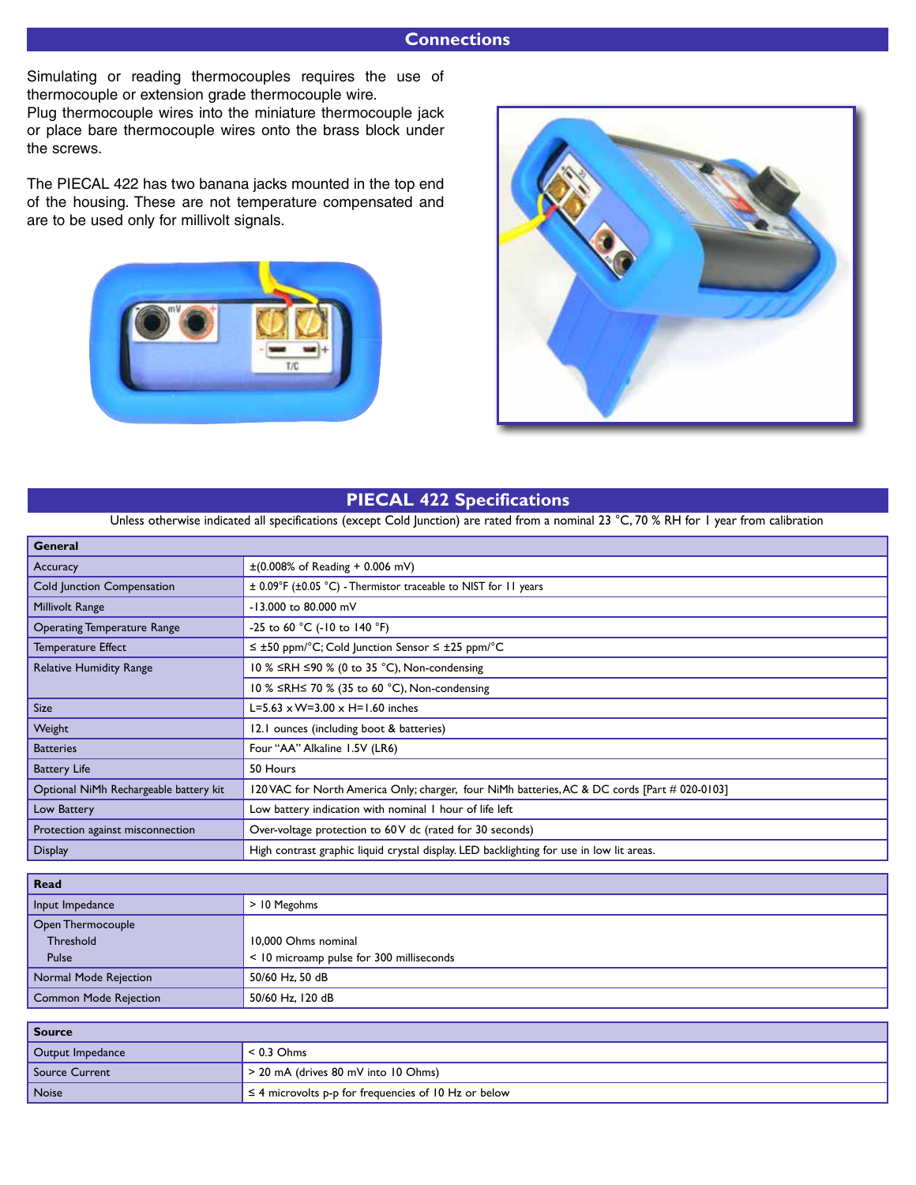## Connections

Simulating or reading thermocouples requires the use of thermocouple or extension grade thermocouple wire.
Plug thermocouple wires into the miniature thermocouple jack or place bare thermocouple wires onto the brass block under the screws.

The PIECAL 422 has two banana jacks mounted in the top end of the housing. These are not temperature compensated and are to be used only for millivolt signals.

## PIECAL 422 Specifications

Unless otherwise indicated all specifications (except Cold Junction) are rated from a nominal 23 °C, 70 % RH for 1 year from calibration

| General | |
|---|---|
| Accuracy | ±(0.008% of Reading + 0.006 mV) |
| Cold Junction Compensation | ± 0.09°F (±0.05 °C) - Thermistor traceable to NIST for 11 years |
| Millivolt Range | -13.000 to 80.000 mV |
| Operating Temperature Range | -25 to 60 °C (-10 to 140 °F) |
| Temperature Effect | ≤ ±50 ppm/°C; Cold Junction Sensor ≤ ±25 ppm/°C |
| Relative Humidity Range | 10 % ≤RH ≤90 % (0 to 35 °C), Non-condensing |
| | 10 % ≤RH≤ 70 % (35 to 60 °C), Non-condensing |
| Size | L=5.63 x W=3.00 x H=1.60 inches |
| Weight | 12.1 ounces (including boot & batteries) |
| Batteries | Four "AA" Alkaline 1.5V (LR6) |
| Battery Life | 50 Hours |
| Optional NiMh Rechargeable battery kit | 120VAC for North America Only; charger, four NiMh batteries, AC & DC cords [Part # 020-0103] |
| Low Battery | Low battery indication with nominal 1 hour of life left |
| Protection against misconnection | Over-voltage protection to 60 V dc (rated for 30 seconds) |
| Display | High contrast graphic liquid crystal display. LED backlighting for use in low lit areas. |

| Read | |
|---|---|
| Input Impedance | > 10 Megohms |
| Open Thermocouple | |
| Threshold | 10,000 Ohms nominal |
| Pulse | < 10 microamp pulse for 300 milliseconds |
| Normal Mode Rejection | 50/60 Hz, 50 dB |
| Common Mode Rejection | 50/60 Hz, 120 dB |

| Source | |
|---|---|
| Output Impedance | < 0.3 Ohms |
| Source Current | > 20 mA (drives 80 mV into 10 Ohms) |
| Noise | ≤ 4 microvolts p-p for frequencies of 10 Hz or below |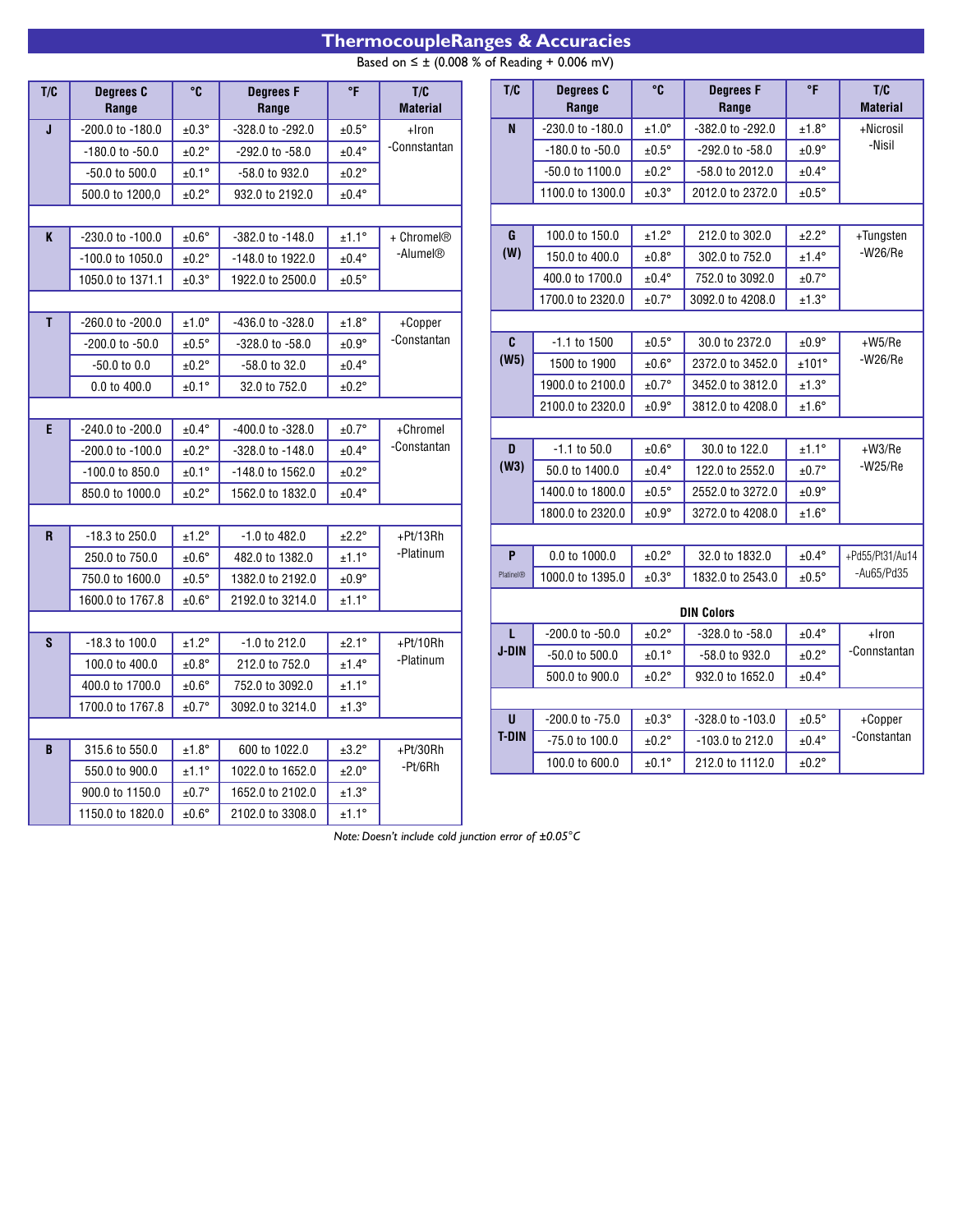# ThermocoupleRanges & Accuracies

Based on ≤ ± (0.008 % of Reading + 0.006 mV)

| T/C | Degrees C Range | °C | Degrees F Range | °F | T/C Material |
|---|---|---|---|---|---|
| J | -200.0 to -180.0 | ±0.3° | -328.0 to -292.0 | ±0.5° | +Iron -Connstantan |
| | -180.0 to -50.0 | ±0.2° | -292.0 to -58.0 | ±0.4° | |
| | -50.0 to 500.0 | ±0.1° | -58.0 to 932.0 | ±0.2° | |
| | 500.0 to 1200,0 | ±0.2° | 932.0 to 2192.0 | ±0.4° | |
| K | -230.0 to -100.0 | ±0.6° | -382.0 to -148.0 | ±1.1° | + Chromel® -Alumel® |
| | -100.0 to 1050.0 | ±0.2° | -148.0 to 1922.0 | ±0.4° | |
| | 1050.0 to 1371.1 | ±0.3° | 1922.0 to 2500.0 | ±0.5° | |
| T | -260.0 to -200.0 | ±1.0° | -436.0 to -328.0 | ±1.8° | +Copper -Constantan |
| | -200.0 to -50.0 | ±0.5° | -328.0 to -58.0 | ±0.9° | |
| | -50.0 to 0.0 | ±0.2° | -58.0 to 32.0 | ±0.4° | |
| | 0.0 to 400.0 | ±0.1° | 32.0 to 752.0 | ±0.2° | |
| E | -240.0 to -200.0 | ±0.4° | -400.0 to -328.0 | ±0.7° | +Chromel -Constantan |
| | -200.0 to -100.0 | ±0.2° | -328.0 to -148.0 | ±0.4° | |
| | -100.0 to 850.0 | ±0.1° | -148.0 to 1562.0 | ±0.2° | |
| | 850.0 to 1000.0 | ±0.2° | 1562.0 to 1832.0 | ±0.4° | |
| R | -18.3 to 250.0 | ±1.2° | -1.0 to 482.0 | ±2.2° | +Pt/13Rh -Platinum |
| | 250.0 to 750.0 | ±0.6° | 482.0 to 1382.0 | ±1.1° | |
| | 750.0 to 1600.0 | ±0.5° | 1382.0 to 2192.0 | ±0.9° | |
| | 1600.0 to 1767.8 | ±0.6° | 2192.0 to 3214.0 | ±1.1° | |
| S | -18.3 to 100.0 | ±1.2° | -1.0 to 212.0 | ±2.1° | +Pt/10Rh -Platinum |
| | 100.0 to 400.0 | ±0.8° | 212.0 to 752.0 | ±1.4° | |
| | 400.0 to 1700.0 | ±0.6° | 752.0 to 3092.0 | ±1.1° | |
| | 1700.0 to 1767.8 | ±0.7° | 3092.0 to 3214.0 | ±1.3° | |
| B | 315.6 to 550.0 | ±1.8° | 600 to 1022.0 | ±3.2° | +Pt/30Rh -Pt/6Rh |
| | 550.0 to 900.0 | ±1.1° | 1022.0 to 1652.0 | ±2.0° | |
| | 900.0 to 1150.0 | ±0.7° | 1652.0 to 2102.0 | ±1.3° | |
| | 1150.0 to 1820.0 | ±0.6° | 2102.0 to 3308.0 | ±1.1° | |

| T/C | Degrees C Range | °C | Degrees F Range | °F | T/C Material |
|---|---|---|---|---|---|
| N | -230.0 to -180.0 | ±1.0° | -382.0 to -292.0 | ±1.8° | +Nicrosil -Nisil |
| | -180.0 to -50.0 | ±0.5° | -292.0 to -58.0 | ±0.9° | |
| | -50.0 to 1100.0 | ±0.2° | -58.0 to 2012.0 | ±0.4° | |
| | 1100.0 to 1300.0 | ±0.3° | 2012.0 to 2372.0 | ±0.5° | |
| G (W) | 100.0 to 150.0 | ±1.2° | 212.0 to 302.0 | ±2.2° | +Tungsten -W26/Re |
| | 150.0 to 400.0 | ±0.8° | 302.0 to 752.0 | ±1.4° | |
| | 400.0 to 1700.0 | ±0.4° | 752.0 to 3092.0 | ±0.7° | |
| | 1700.0 to 2320.0 | ±0.7° | 3092.0 to 4208.0 | ±1.3° | |
| C (W5) | -1.1 to 1500 | ±0.5° | 30.0 to 2372.0 | ±0.9° | +W5/Re -W26/Re |
| | 1500 to 1900 | ±0.6° | 2372.0 to 3452.0 | ±101° | |
| | 1900.0 to 2100.0 | ±0.7° | 3452.0 to 3812.0 | ±1.3° | |
| | 2100.0 to 2320.0 | ±0.9° | 3812.0 to 4208.0 | ±1.6° | |
| D (W3) | -1.1 to 50.0 | ±0.6° | 30.0 to 122.0 | ±1.1° | +W3/Re -W25/Re |
| | 50.0 to 1400.0 | ±0.4° | 122.0 to 2552.0 | ±0.7° | |
| | 1400.0 to 1800.0 | ±0.5° | 2552.0 to 3272.0 | ±0.9° | |
| | 1800.0 to 2320.0 | ±0.9° | 3272.0 to 4208.0 | ±1.6° | |
| P Platinel® | 0.0 to 1000.0 | ±0.2° | 32.0 to 1832.0 | ±0.4° | +Pd55/Pt31/Au14 -Au65/Pd35 |
| | 1000.0 to 1395.0 | ±0.3° | 1832.0 to 2543.0 | ±0.5° | |
| **DIN Colors** | | | | | |
| L J-DIN | -200.0 to -50.0 | ±0.2° | -328.0 to -58.0 | ±0.4° | +Iron -Connstantan |
| | -50.0 to 500.0 | ±0.1° | -58.0 to 932.0 | ±0.2° | |
| | 500.0 to 900.0 | ±0.2° | 932.0 to 1652.0 | ±0.4° | |
| U T-DIN | -200.0 to -75.0 | ±0.3° | -328.0 to -103.0 | ±0.5° | +Copper -Constantan |
| | -75.0 to 100.0 | ±0.2° | -103.0 to 212.0 | ±0.4° | |
| | 100.0 to 600.0 | ±0.1° | 212.0 to 1112.0 | ±0.2° | |

*Note: Doesn't include cold junction error of ±0.05°C*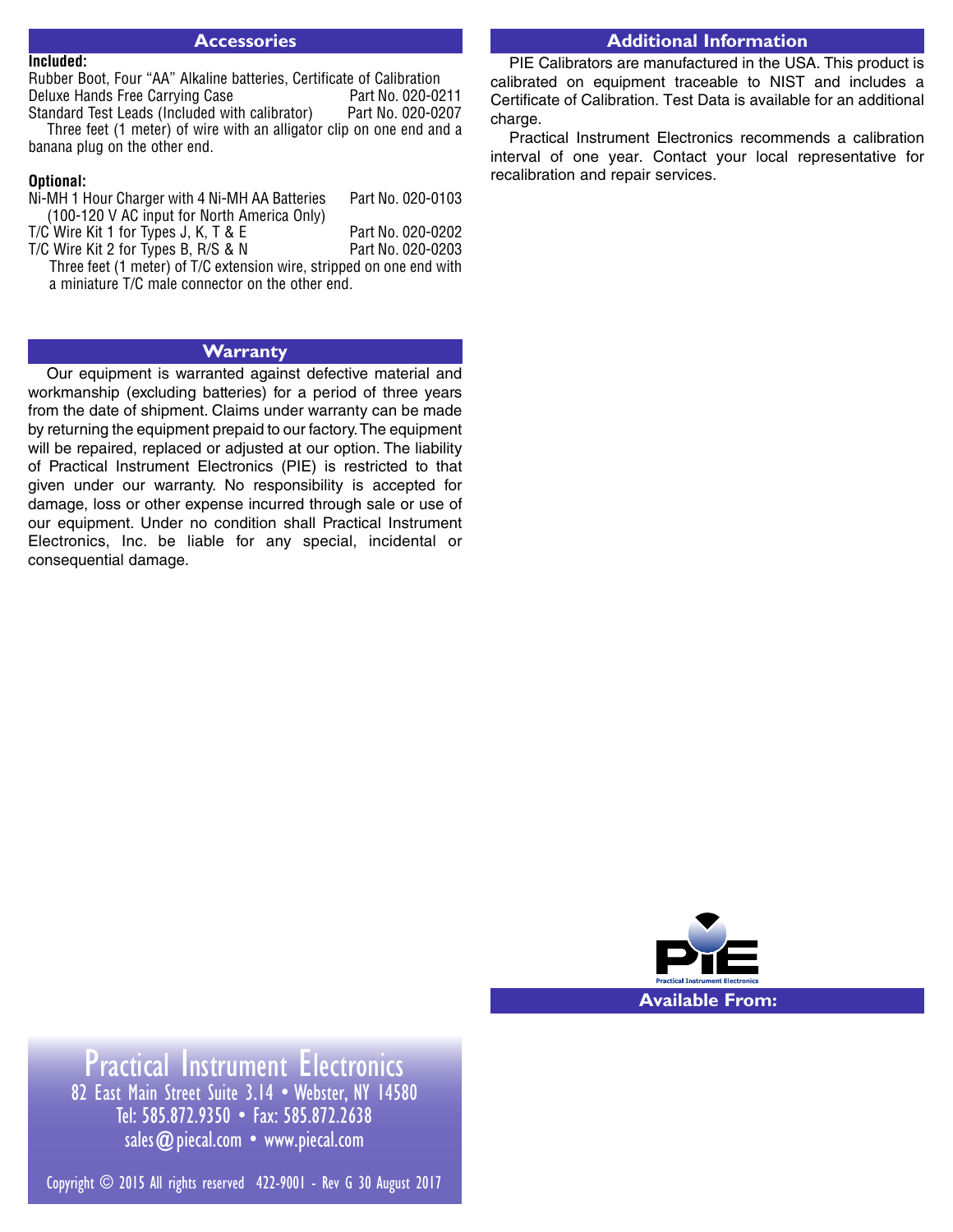## Accessories

**Included:**

Rubber Boot, Four "AA" Alkaline batteries, Certificate of Calibration

| | |
|---|---|
| Deluxe Hands Free Carrying Case | Part No. 020-0211 |
| Standard Test Leads (Included with calibrator) | Part No. 020-0207 |

Three feet (1 meter) of wire with an alligator clip on one end and a banana plug on the other end.

**Optional:**

| | |
|---|---|
| Ni-MH 1 Hour Charger with 4 Ni-MH AA Batteries (100-120 V AC input for North America Only) | Part No. 020-0103 |
| T/C Wire Kit 1 for Types J, K, T & E | Part No. 020-0202 |
| T/C Wire Kit 2 for Types B, R/S & N | Part No. 020-0203 |

Three feet (1 meter) of T/C extension wire, stripped on one end with a miniature T/C male connector on the other end.

## Warranty

Our equipment is warranted against defective material and workmanship (excluding batteries) for a period of three years from the date of shipment. Claims under warranty can be made by returning the equipment prepaid to our factory. The equipment will be repaired, replaced or adjusted at our option. The liability of Practical Instrument Electronics (PIE) is restricted to that given under our warranty. No responsibility is accepted for damage, loss or other expense incurred through sale or use of our equipment. Under no condition shall Practical Instrument Electronics, Inc. be liable for any special, incidental or consequential damage.

## Additional Information

PIE Calibrators are manufactured in the USA. This product is calibrated on equipment traceable to NIST and includes a Certificate of Calibration. Test Data is available for an additional charge.

Practical Instrument Electronics recommends a calibration interval of one year. Contact your local representative for recalibration and repair services.

PIE
Practical Instrument Electronics

**Available From:**

Practical Instrument Electronics
82 East Main Street Suite 3.14 • Webster, NY 14580
Tel: 585.872.9350 • Fax: 585.872.2638
sales@piecal.com • www.piecal.com

Copyright © 2015 All rights reserved 422-9001 - Rev G 30 August 2017